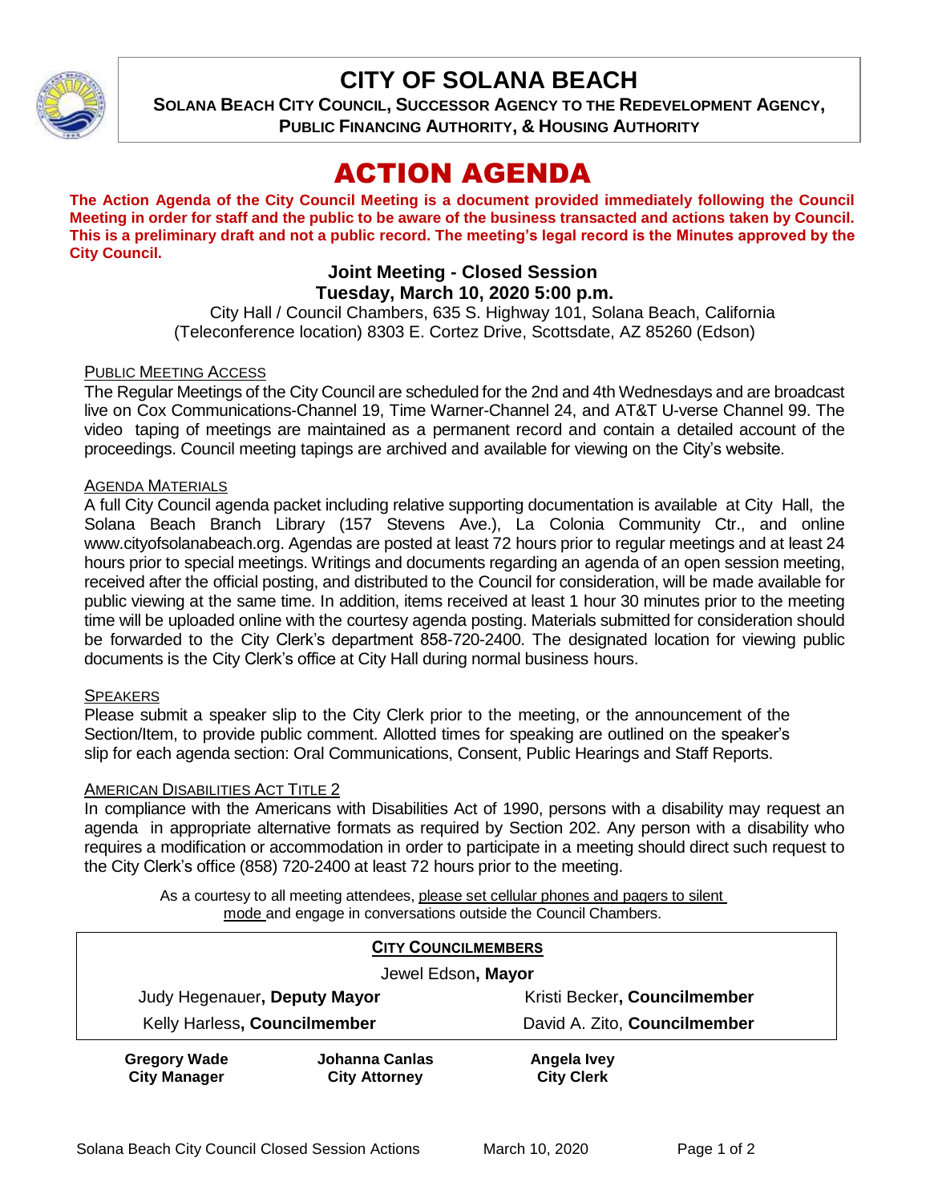# CITY OF SOLANA BEACH

**SOLANA BEACH CITY COUNCIL, SUCCESSOR AGENCY TO THE REDEVELOPMENT AGENCY, PUBLIC FINANCING AUTHORITY, & HOUSING AUTHORITY**

# ACTION AGENDA

**The Action Agenda of the City Council Meeting is a document provided immediately following the Council Meeting in order for staff and the public to be aware of the business transacted and actions taken by Council. This is a preliminary draft and not a public record. The meeting's legal record is the Minutes approved by the City Council.**

## Joint Meeting - Closed Session
## Tuesday, March 10, 2020 5:00 p.m.

City Hall / Council Chambers, 635 S. Highway 101, Solana Beach, California
(Teleconference location) 8303 E. Cortez Drive, Scottsdate, AZ 85260 (Edson)

### PUBLIC MEETING ACCESS

The Regular Meetings of the City Council are scheduled for the 2nd and 4th Wednesdays and are broadcast live on Cox Communications-Channel 19, Time Warner-Channel 24, and AT&T U-verse Channel 99. The video taping of meetings are maintained as a permanent record and contain a detailed account of the proceedings. Council meeting tapings are archived and available for viewing on the City's website.

### AGENDA MATERIALS

A full City Council agenda packet including relative supporting documentation is available at City Hall, the Solana Beach Branch Library (157 Stevens Ave.), La Colonia Community Ctr., and online www.cityofsolanabeach.org. Agendas are posted at least 72 hours prior to regular meetings and at least 24 hours prior to special meetings. Writings and documents regarding an agenda of an open session meeting, received after the official posting, and distributed to the Council for consideration, will be made available for public viewing at the same time. In addition, items received at least 1 hour 30 minutes prior to the meeting time will be uploaded online with the courtesy agenda posting. Materials submitted for consideration should be forwarded to the City Clerk's department 858-720-2400. The designated location for viewing public documents is the City Clerk's office at City Hall during normal business hours.

### SPEAKERS

Please submit a speaker slip to the City Clerk prior to the meeting, or the announcement of the Section/Item, to provide public comment. Allotted times for speaking are outlined on the speaker's slip for each agenda section: Oral Communications, Consent, Public Hearings and Staff Reports.

### AMERICAN DISABILITIES ACT TITLE 2

In compliance with the Americans with Disabilities Act of 1990, persons with a disability may request an agenda in appropriate alternative formats as required by Section 202. Any person with a disability who requires a modification or accommodation in order to participate in a meeting should direct such request to the City Clerk's office (858) 720-2400 at least 72 hours prior to the meeting.

As a courtesy to all meeting attendees, please set cellular phones and pagers to silent mode and engage in conversations outside the Council Chambers.

**CITY COUNCILMEMBERS**

Jewel Edson, **Mayor**

Judy Hegenauer, **Deputy Mayor** | Kristi Becker, **Councilmember**

Kelly Harless, **Councilmember** | David A. Zito, **Councilmember**

| **Gregory Wade**<br>**City Manager** | **Johanna Canlas**<br>**City Attorney** | **Angela Ivey**<br>**City Clerk** |
|---|---|---|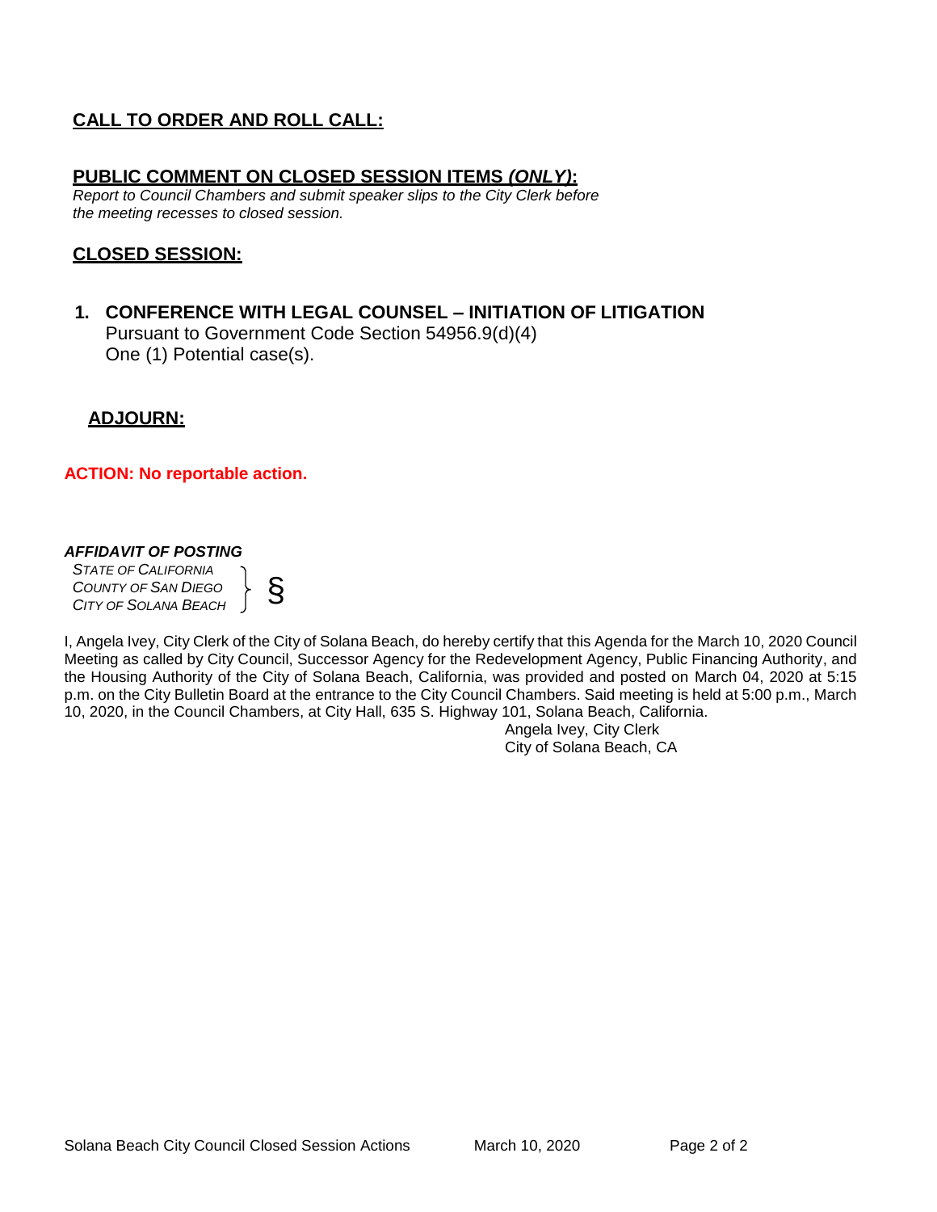## CALL TO ORDER AND ROLL CALL:

## PUBLIC COMMENT ON CLOSED SESSION ITEMS *(ONLY)*:

*Report to Council Chambers and submit speaker slips to the City Clerk before the meeting recesses to closed session.*

## CLOSED SESSION:

**1. CONFERENCE WITH LEGAL COUNSEL – INITIATION OF LITIGATION**
Pursuant to Government Code Section 54956.9(d)(4)
One (1) Potential case(s).

## ADJOURN:

**ACTION: No reportable action.**

***AFFIDAVIT OF POSTING***

*STATE OF CALIFORNIA*
*COUNTY OF SAN DIEGO* } §
*CITY OF SOLANA BEACH*

I, Angela Ivey, City Clerk of the City of Solana Beach, do hereby certify that this Agenda for the March 10, 2020 Council Meeting as called by City Council, Successor Agency for the Redevelopment Agency, Public Financing Authority, and the Housing Authority of the City of Solana Beach, California, was provided and posted on March 04, 2020 at 5:15 p.m. on the City Bulletin Board at the entrance to the City Council Chambers. Said meeting is held at 5:00 p.m., March 10, 2020, in the Council Chambers, at City Hall, 635 S. Highway 101, Solana Beach, California.

Angela Ivey, City Clerk
City of Solana Beach, CA